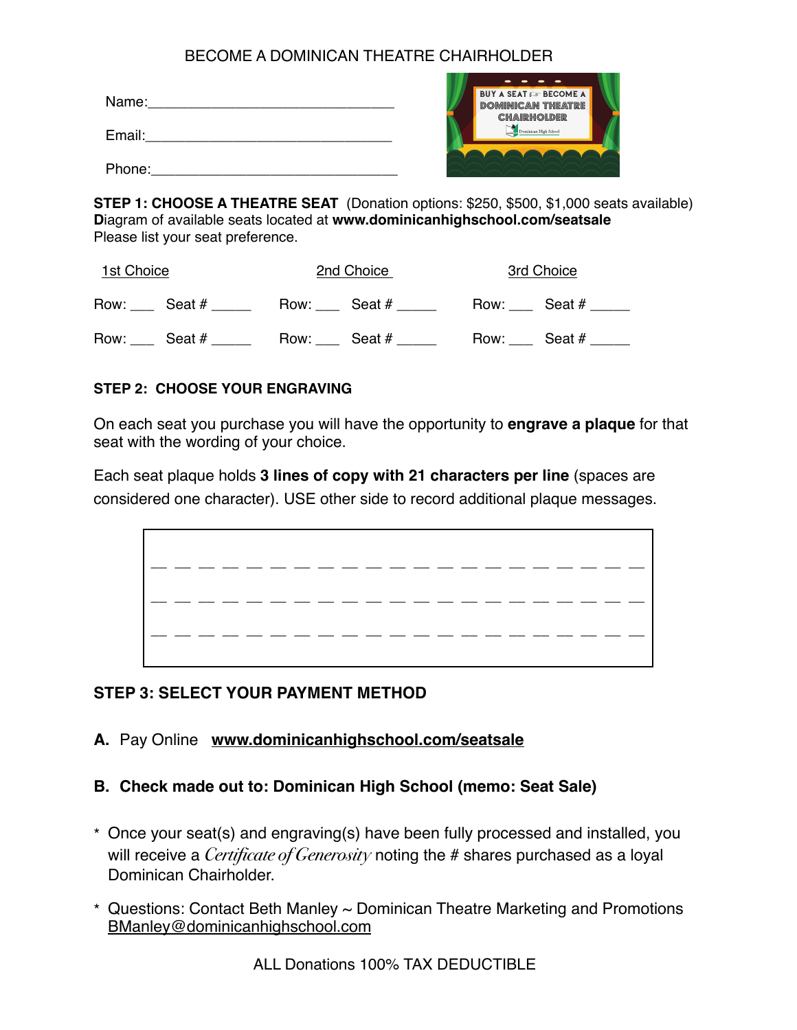# BECOME A DOMINICAN THEATRE CHAIRHOLDER

Name:________________________________

Email:________________________________

Phone:________________________________

**STEP 1: CHOOSE A THEATRE SEAT** (Donation options: $250, $500, $1,000 seats available)
**D**iagram of available seats located at **www.dominicanhighschool.com/seatsale**
Please list your seat preference.

| 1st Choice | 2nd Choice | 3rd Choice |
|---|---|---|
| Row: ___ Seat # _____ | Row: ___ Seat # _____ | Row: ___ Seat # _____ |
| Row: ___ Seat # _____ | Row: ___ Seat # _____ | Row: ___ Seat # _____ |

**STEP 2: CHOOSE YOUR ENGRAVING**

On each seat you purchase you will have the opportunity to **engrave a plaque** for that seat with the wording of your choice.

Each seat plaque holds **3 lines of copy with 21 characters per line** (spaces are considered one character). USE other side to record additional plaque messages.

```
_ _ _ _ _ _ _ _ _ _ _ _ _ _ _ _ _ _ _ _ _
_ _ _ _ _ _ _ _ _ _ _ _ _ _ _ _ _ _ _ _ _
_ _ _ _ _ _ _ _ _ _ _ _ _ _ _ _ _ _ _ _ _
```

**STEP 3: SELECT YOUR PAYMENT METHOD**

**A.** Pay Online **www.dominicanhighschool.com/seatsale**

**B. Check made out to: Dominican High School (memo: Seat Sale)**

* Once your seat(s) and engraving(s) have been fully processed and installed, you will receive a *Certificate of Generosity* noting the # shares purchased as a loyal Dominican Chairholder.

* Questions: Contact Beth Manley ~ Dominican Theatre Marketing and Promotions BManley@dominicanhighschool.com

ALL Donations 100% TAX DEDUCTIBLE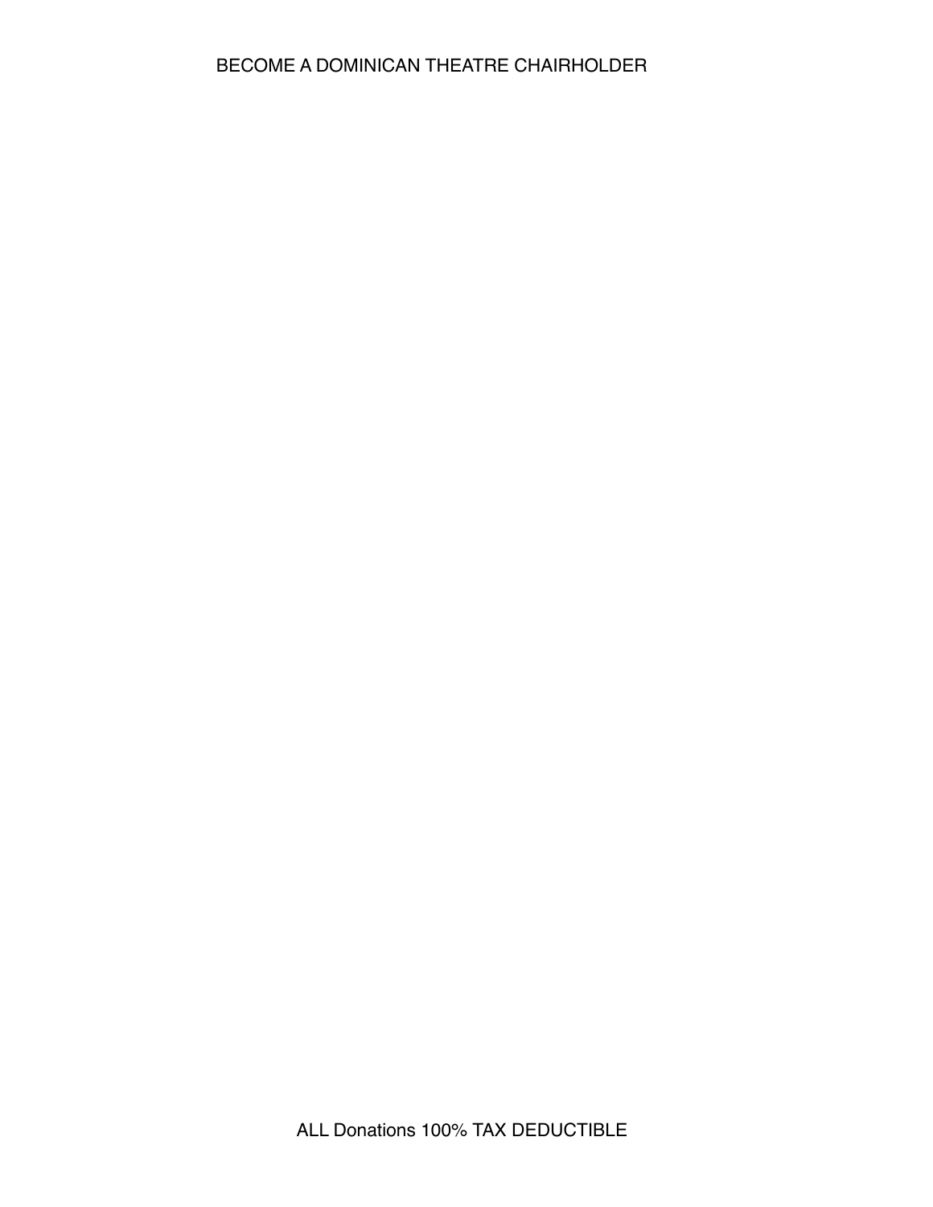BECOME A DOMINICAN THEATRE CHAIRHOLDER

ALL Donations 100% TAX DEDUCTIBLE